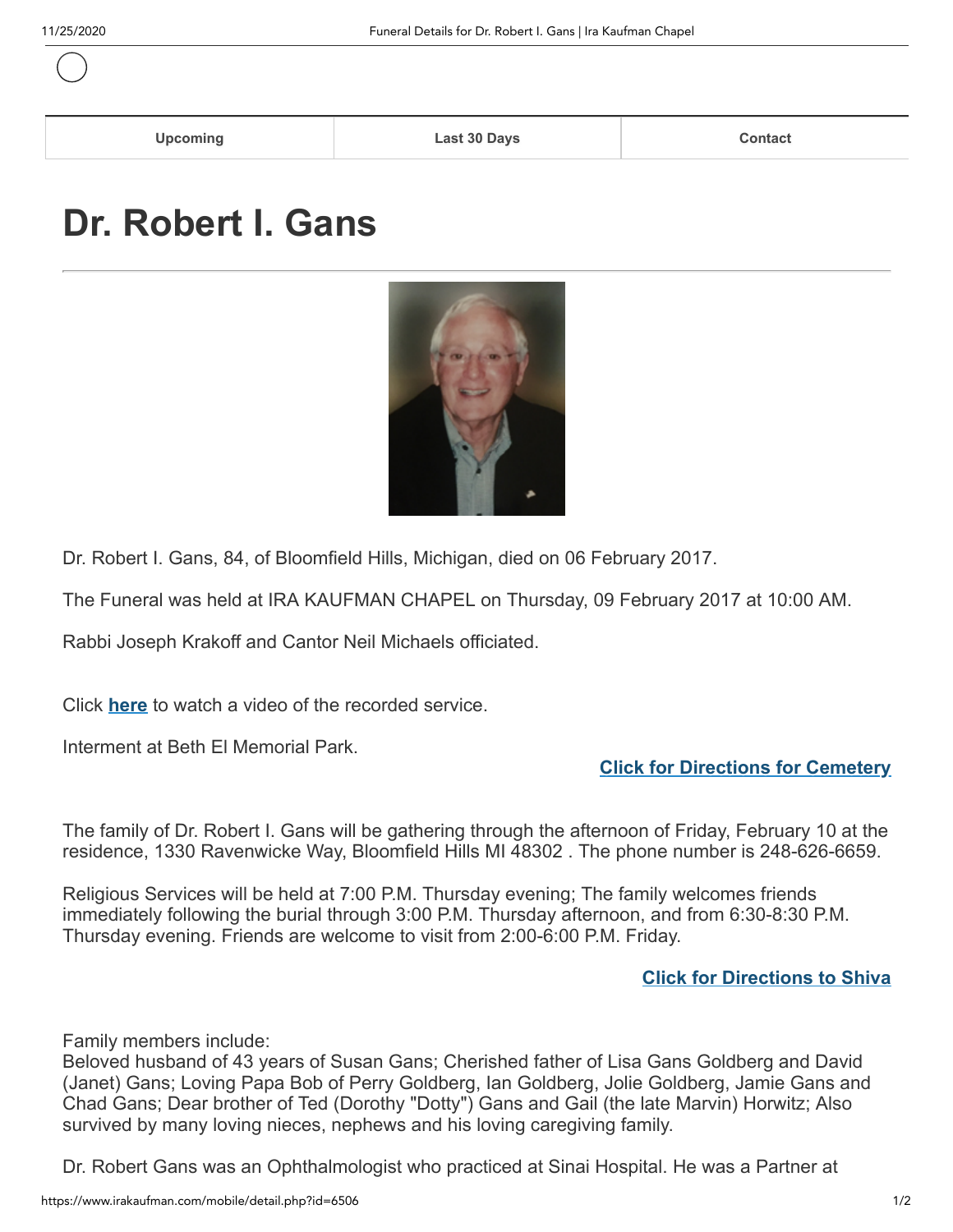| Upcoming | Last 30 Days | Contact |
| --- | --- | --- |

# Dr. Robert I. Gans

Dr. Robert I. Gans, 84, of Bloomfield Hills, Michigan, died on 06 February 2017.

The Funeral was held at IRA KAUFMAN CHAPEL on Thursday, 09 February 2017 at 10:00 AM.

Rabbi Joseph Krakoff and Cantor Neil Michaels officiated.

Click **here** to watch a video of the recorded service.

Interment at Beth El Memorial Park.

**Click for Directions for Cemetery**

The family of Dr. Robert I. Gans will be gathering through the afternoon of Friday, February 10 at the residence, 1330 Ravenwicke Way, Bloomfield Hills MI 48302 . The phone number is 248-626-6659.

Religious Services will be held at 7:00 P.M. Thursday evening; The family welcomes friends immediately following the burial through 3:00 P.M. Thursday afternoon, and from 6:30-8:30 P.M. Thursday evening. Friends are welcome to visit from 2:00-6:00 P.M. Friday.

**Click for Directions to Shiva**

Family members include:
Beloved husband of 43 years of Susan Gans; Cherished father of Lisa Gans Goldberg and David (Janet) Gans; Loving Papa Bob of Perry Goldberg, Ian Goldberg, Jolie Goldberg, Jamie Gans and Chad Gans; Dear brother of Ted (Dorothy "Dotty") Gans and Gail (the late Marvin) Horwitz; Also survived by many loving nieces, nephews and his loving caregiving family.

Dr. Robert Gans was an Ophthalmologist who practiced at Sinai Hospital. He was a Partner at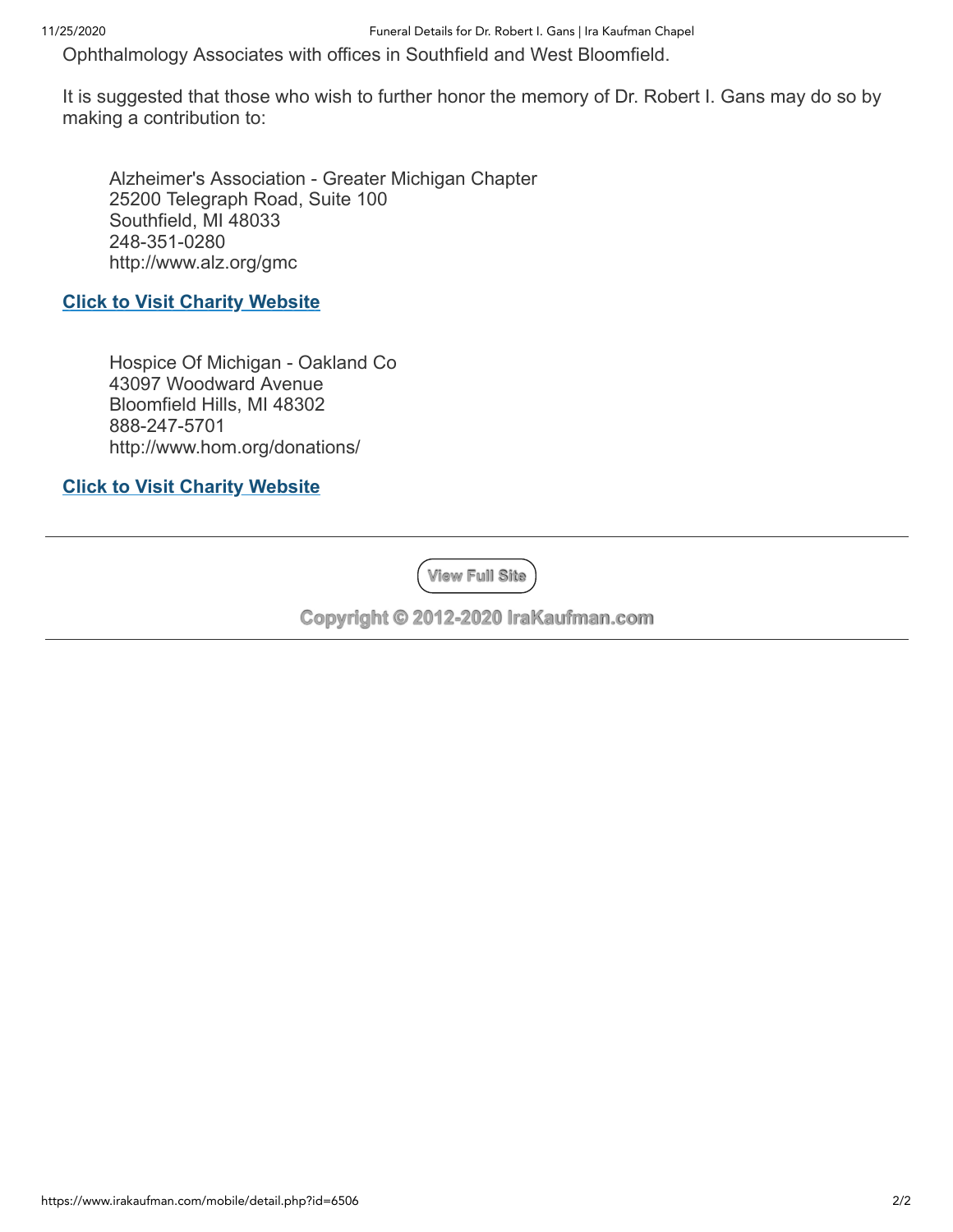Ophthalmology Associates with offices in Southfield and West Bloomfield.

It is suggested that those who wish to further honor the memory of Dr. Robert I. Gans may do so by making a contribution to:

Alzheimer's Association - Greater Michigan Chapter
25200 Telegraph Road, Suite 100
Southfield, MI 48033
248-351-0280
http://www.alz.org/gmc

**Click to Visit Charity Website**

Hospice Of Michigan - Oakland Co
43097 Woodward Avenue
Bloomfield Hills, MI 48302
888-247-5701
http://www.hom.org/donations/

**Click to Visit Charity Website**

---

View Full Site

Copyright © 2012-2020 IraKaufman.com